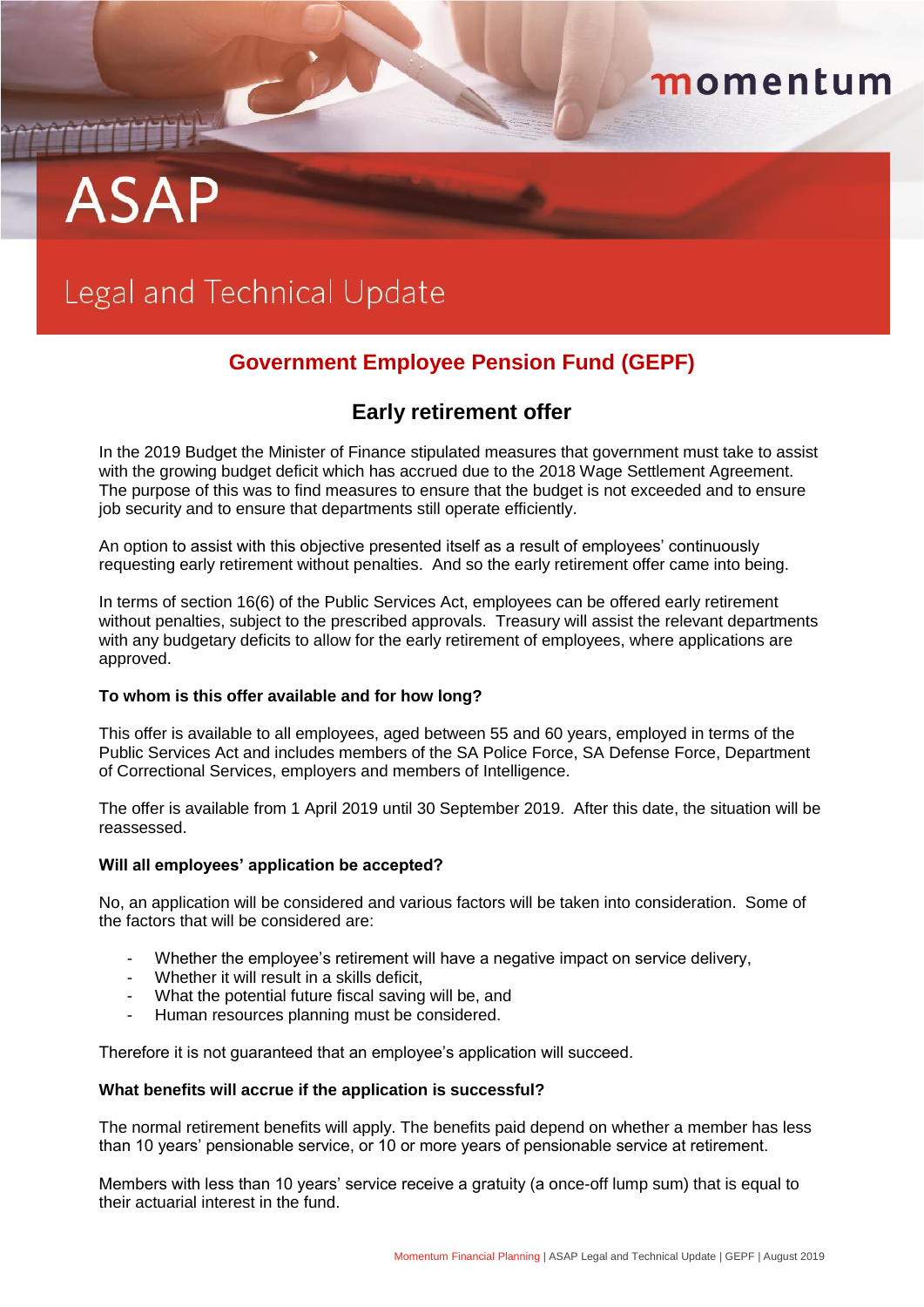# ASAP

## Legal and Technical Update

## Government Employee Pension Fund (GEPF)

### Early retirement offer

In the 2019 Budget the Minister of Finance stipulated measures that government must take to assist with the growing budget deficit which has accrued due to the 2018 Wage Settlement Agreement. The purpose of this was to find measures to ensure that the budget is not exceeded and to ensure job security and to ensure that departments still operate efficiently.

An option to assist with this objective presented itself as a result of employees' continuously requesting early retirement without penalties. And so the early retirement offer came into being.

In terms of section 16(6) of the Public Services Act, employees can be offered early retirement without penalties, subject to the prescribed approvals. Treasury will assist the relevant departments with any budgetary deficits to allow for the early retirement of employees, where applications are approved.

**To whom is this offer available and for how long?**

This offer is available to all employees, aged between 55 and 60 years, employed in terms of the Public Services Act and includes members of the SA Police Force, SA Defense Force, Department of Correctional Services, employers and members of Intelligence.

The offer is available from 1 April 2019 until 30 September 2019. After this date, the situation will be reassessed.

**Will all employees' application be accepted?**

No, an application will be considered and various factors will be taken into consideration. Some of the factors that will be considered are:

- Whether the employee's retirement will have a negative impact on service delivery,
- Whether it will result in a skills deficit,
- What the potential future fiscal saving will be, and
- Human resources planning must be considered.

Therefore it is not guaranteed that an employee's application will succeed.

**What benefits will accrue if the application is successful?**

The normal retirement benefits will apply. The benefits paid depend on whether a member has less than 10 years' pensionable service, or 10 or more years of pensionable service at retirement.

Members with less than 10 years' service receive a gratuity (a once-off lump sum) that is equal to their actuarial interest in the fund.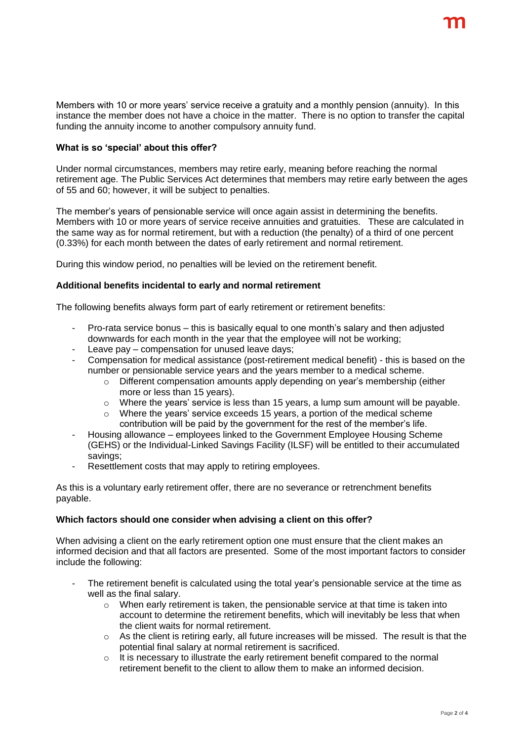Members with 10 or more years' service receive a gratuity and a monthly pension (annuity). In this instance the member does not have a choice in the matter. There is no option to transfer the capital funding the annuity income to another compulsory annuity fund.

**What is so 'special' about this offer?**

Under normal circumstances, members may retire early, meaning before reaching the normal retirement age. The Public Services Act determines that members may retire early between the ages of 55 and 60; however, it will be subject to penalties.

The member's years of pensionable service will once again assist in determining the benefits. Members with 10 or more years of service receive annuities and gratuities. These are calculated in the same way as for normal retirement, but with a reduction (the penalty) of a third of one percent (0.33%) for each month between the dates of early retirement and normal retirement.

During this window period, no penalties will be levied on the retirement benefit.

**Additional benefits incidental to early and normal retirement**

The following benefits always form part of early retirement or retirement benefits:

- Pro-rata service bonus – this is basically equal to one month's salary and then adjusted downwards for each month in the year that the employee will not be working;
- Leave pay – compensation for unused leave days;
- Compensation for medical assistance (post-retirement medical benefit) - this is based on the number or pensionable service years and the years member to a medical scheme.
    - Different compensation amounts apply depending on year's membership (either more or less than 15 years).
    - Where the years' service is less than 15 years, a lump sum amount will be payable.
    - Where the years' service exceeds 15 years, a portion of the medical scheme contribution will be paid by the government for the rest of the member's life.
- Housing allowance – employees linked to the Government Employee Housing Scheme (GEHS) or the Individual-Linked Savings Facility (ILSF) will be entitled to their accumulated savings;
- Resettlement costs that may apply to retiring employees.

As this is a voluntary early retirement offer, there are no severance or retrenchment benefits payable.

**Which factors should one consider when advising a client on this offer?**

When advising a client on the early retirement option one must ensure that the client makes an informed decision and that all factors are presented. Some of the most important factors to consider include the following:

- The retirement benefit is calculated using the total year's pensionable service at the time as well as the final salary.
    - When early retirement is taken, the pensionable service at that time is taken into account to determine the retirement benefits, which will inevitably be less that when the client waits for normal retirement.
    - As the client is retiring early, all future increases will be missed. The result is that the potential final salary at normal retirement is sacrificed.
    - It is necessary to illustrate the early retirement benefit compared to the normal retirement benefit to the client to allow them to make an informed decision.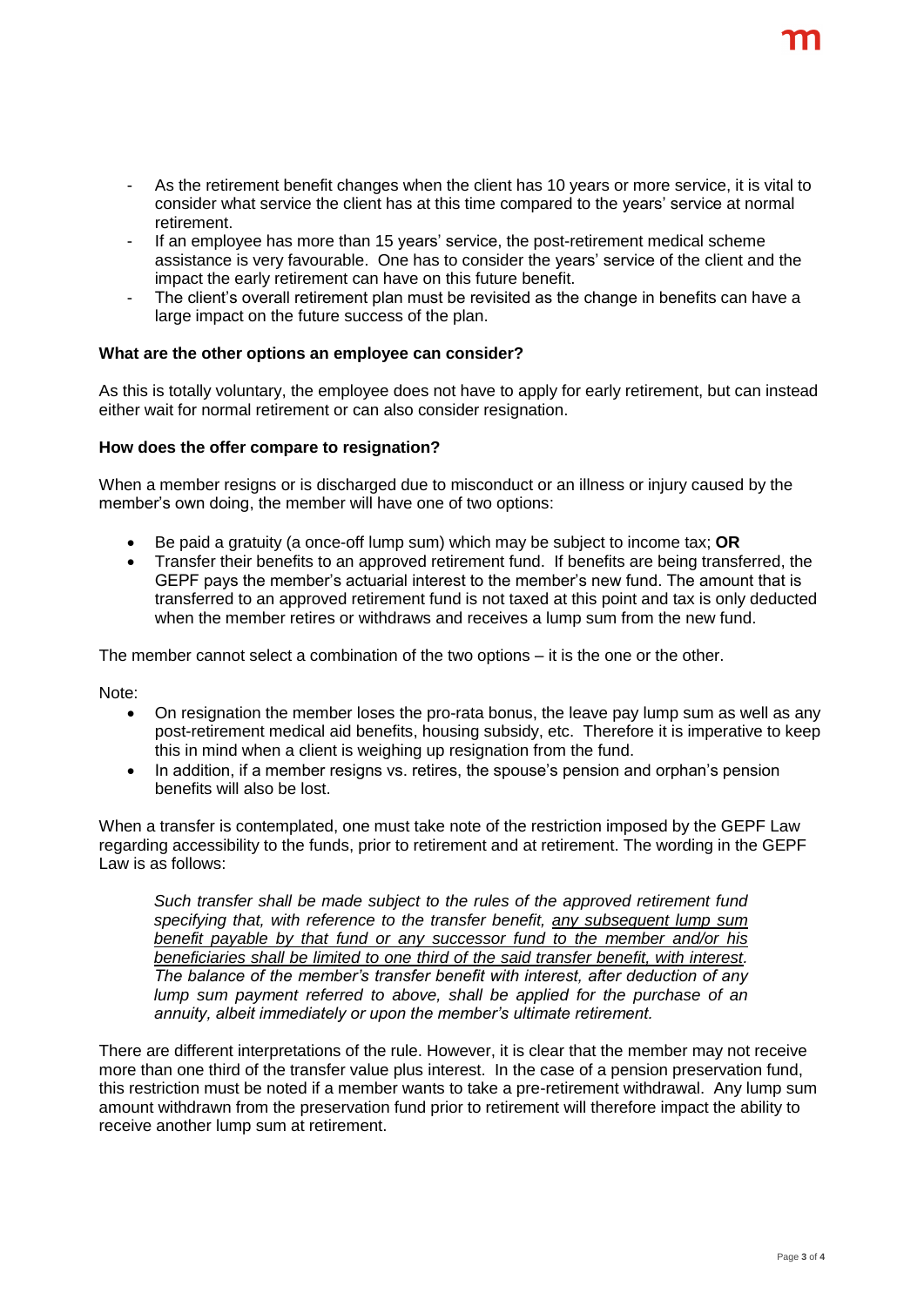- As the retirement benefit changes when the client has 10 years or more service, it is vital to consider what service the client has at this time compared to the years' service at normal retirement.
- If an employee has more than 15 years' service, the post-retirement medical scheme assistance is very favourable. One has to consider the years' service of the client and the impact the early retirement can have on this future benefit.
- The client's overall retirement plan must be revisited as the change in benefits can have a large impact on the future success of the plan.

**What are the other options an employee can consider?**

As this is totally voluntary, the employee does not have to apply for early retirement, but can instead either wait for normal retirement or can also consider resignation.

**How does the offer compare to resignation?**

When a member resigns or is discharged due to misconduct or an illness or injury caused by the member's own doing, the member will have one of two options:

- Be paid a gratuity (a once-off lump sum) which may be subject to income tax; **OR**
- Transfer their benefits to an approved retirement fund. If benefits are being transferred, the GEPF pays the member's actuarial interest to the member's new fund. The amount that is transferred to an approved retirement fund is not taxed at this point and tax is only deducted when the member retires or withdraws and receives a lump sum from the new fund.

The member cannot select a combination of the two options – it is the one or the other.

Note:

- On resignation the member loses the pro-rata bonus, the leave pay lump sum as well as any post-retirement medical aid benefits, housing subsidy, etc. Therefore it is imperative to keep this in mind when a client is weighing up resignation from the fund.
- In addition, if a member resigns vs. retires, the spouse's pension and orphan's pension benefits will also be lost.

When a transfer is contemplated, one must take note of the restriction imposed by the GEPF Law regarding accessibility to the funds, prior to retirement and at retirement. The wording in the GEPF Law is as follows:

> *Such transfer shall be made subject to the rules of the approved retirement fund specifying that, with reference to the transfer benefit, <u>any subsequent lump sum benefit payable by that fund or any successor fund to the member and/or his beneficiaries shall be limited to one third of the said transfer benefit, with interest</u>. The balance of the member's transfer benefit with interest, after deduction of any lump sum payment referred to above, shall be applied for the purchase of an annuity, albeit immediately or upon the member's ultimate retirement.*

There are different interpretations of the rule. However, it is clear that the member may not receive more than one third of the transfer value plus interest. In the case of a pension preservation fund, this restriction must be noted if a member wants to take a pre-retirement withdrawal. Any lump sum amount withdrawn from the preservation fund prior to retirement will therefore impact the ability to receive another lump sum at retirement.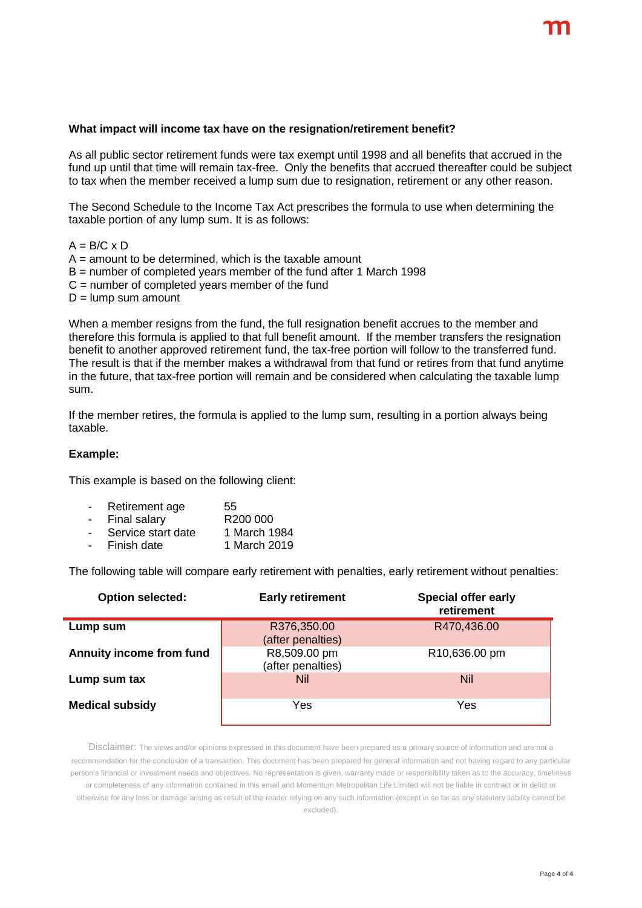**What impact will income tax have on the resignation/retirement benefit?**

As all public sector retirement funds were tax exempt until 1998 and all benefits that accrued in the fund up until that time will remain tax-free. Only the benefits that accrued thereafter could be subject to tax when the member received a lump sum due to resignation, retirement or any other reason.

The Second Schedule to the Income Tax Act prescribes the formula to use when determining the taxable portion of any lump sum. It is as follows:

$A = B/C \times D$
A = amount to be determined, which is the taxable amount
B = number of completed years member of the fund after 1 March 1998
C = number of completed years member of the fund
D = lump sum amount

When a member resigns from the fund, the full resignation benefit accrues to the member and therefore this formula is applied to that full benefit amount. If the member transfers the resignation benefit to another approved retirement fund, the tax-free portion will follow to the transferred fund. The result is that if the member makes a withdrawal from that fund or retires from that fund anytime in the future, that tax-free portion will remain and be considered when calculating the taxable lump sum.

If the member retires, the formula is applied to the lump sum, resulting in a portion always being taxable.

**Example:**

This example is based on the following client:

- Retirement age 55
- Final salary R200 000
- Service start date 1 March 1984
- Finish date 1 March 2019

The following table will compare early retirement with penalties, early retirement without penalties:

| Option selected: | Early retirement | Special offer early retirement |
|---|---|---|
| **Lump sum** | R376,350.00 (after penalties) | R470,436.00 |
| **Annuity income from fund** | R8,509.00 pm (after penalties) | R10,636.00 pm |
| **Lump sum tax** | Nil | Nil |
| **Medical subsidy** | Yes | Yes |

Disclaimer: The views and/or opinions expressed in this document have been prepared as a primary source of information and are not a recommendation for the conclusion of a transaction. This document has been prepared for general information and not having regard to any particular person's financial or investment needs and objectives. No representation is given, warranty made or responsibility taken as to the accuracy, timeliness or completeness of any information contained in this email and Momentum Metropolitan Life Limited will not be liable in contract or in delict or otherwise for any loss or damage arising as result of the reader relying on any such information (except in so far as any statutory liability cannot be excluded).